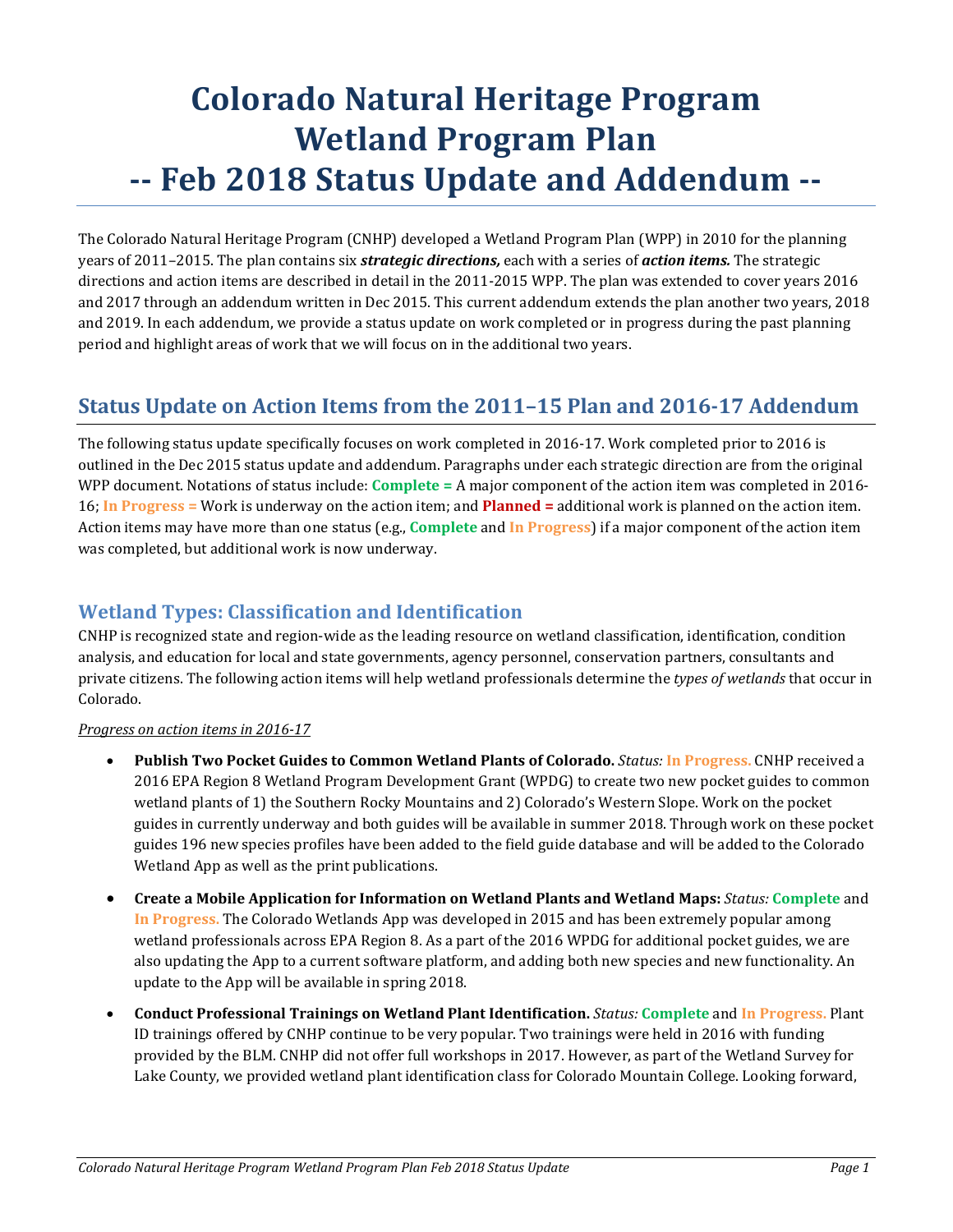# Colorado Natural Heritage Program Wetland Program Plan -- Feb 2018 Status Update and Addendum --

The Colorado Natural Heritage Program (CNHP) developed a Wetland Program Plan (WPP) in 2010 for the planning years of 2011–2015. The plan contains six ***strategic directions,*** each with a series of ***action items.*** The strategic directions and action items are described in detail in the 2011-2015 WPP. The plan was extended to cover years 2016 and 2017 through an addendum written in Dec 2015. This current addendum extends the plan another two years, 2018 and 2019. In each addendum, we provide a status update on work completed or in progress during the past planning period and highlight areas of work that we will focus on in the additional two years.

## Status Update on Action Items from the 2011–15 Plan and 2016-17 Addendum

The following status update specifically focuses on work completed in 2016-17. Work completed prior to 2016 is outlined in the Dec 2015 status update and addendum. Paragraphs under each strategic direction are from the original WPP document. Notations of status include: **Complete =** A major component of the action item was completed in 2016-16; **In Progress =** Work is underway on the action item; and **Planned =** additional work is planned on the action item. Action items may have more than one status (e.g., **Complete** and **In Progress**) if a major component of the action item was completed, but additional work is now underway.

## Wetland Types: Classification and Identification

CNHP is recognized state and region-wide as the leading resource on wetland classification, identification, condition analysis, and education for local and state governments, agency personnel, conservation partners, consultants and private citizens. The following action items will help wetland professionals determine the *types of wetlands* that occur in Colorado.

*Progress on action items in 2016-17*

- **Publish Two Pocket Guides to Common Wetland Plants of Colorado.** *Status:* **In Progress.** CNHP received a 2016 EPA Region 8 Wetland Program Development Grant (WPDG) to create two new pocket guides to common wetland plants of 1) the Southern Rocky Mountains and 2) Colorado's Western Slope. Work on the pocket guides in currently underway and both guides will be available in summer 2018. Through work on these pocket guides 196 new species profiles have been added to the field guide database and will be added to the Colorado Wetland App as well as the print publications.
- **Create a Mobile Application for Information on Wetland Plants and Wetland Maps:** *Status:* **Complete** and **In Progress.** The Colorado Wetlands App was developed in 2015 and has been extremely popular among wetland professionals across EPA Region 8. As a part of the 2016 WPDG for additional pocket guides, we are also updating the App to a current software platform, and adding both new species and new functionality. An update to the App will be available in spring 2018.
- **Conduct Professional Trainings on Wetland Plant Identification.** *Status:* **Complete** and **In Progress.** Plant ID trainings offered by CNHP continue to be very popular. Two trainings were held in 2016 with funding provided by the BLM. CNHP did not offer full workshops in 2017. However, as part of the Wetland Survey for Lake County, we provided wetland plant identification class for Colorado Mountain College. Looking forward,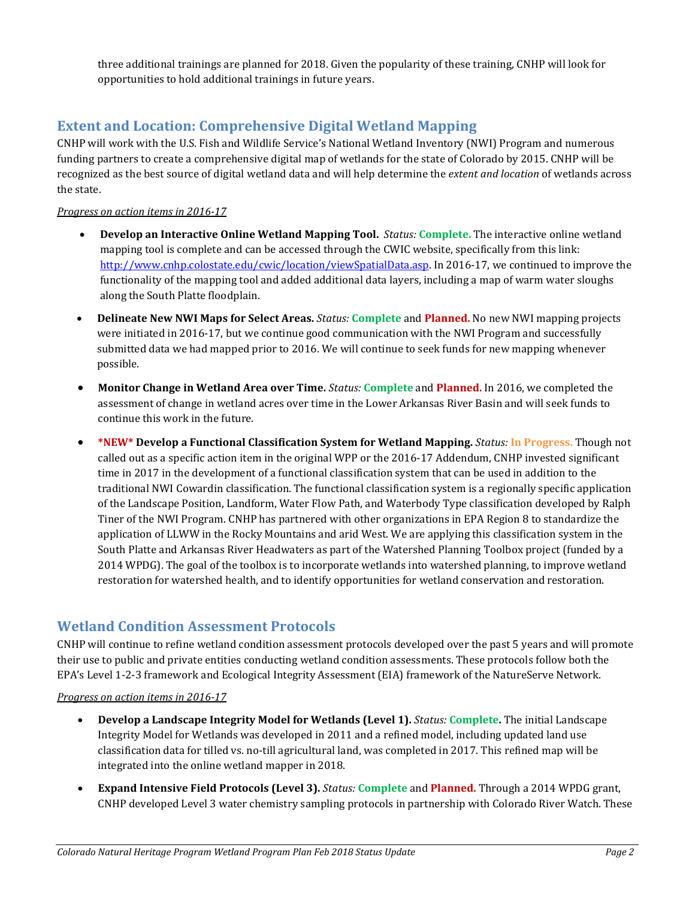three additional trainings are planned for 2018. Given the popularity of these training, CNHP will look for opportunities to hold additional trainings in future years.

## Extent and Location: Comprehensive Digital Wetland Mapping

CNHP will work with the U.S. Fish and Wildlife Service's National Wetland Inventory (NWI) Program and numerous funding partners to create a comprehensive digital map of wetlands for the state of Colorado by 2015. CNHP will be recognized as the best source of digital wetland data and will help determine the *extent and location* of wetlands across the state.

*Progress on action items in 2016-17*

- **Develop an Interactive Online Wetland Mapping Tool.** *Status:* **Complete.** The interactive online wetland mapping tool is complete and can be accessed through the CWIC website, specifically from this link: [http://www.cnhp.colostate.edu/cwic/location/viewSpatialData.asp](http://www.cnhp.colostate.edu/cwic/location/viewSpatialData.asp). In 2016-17, we continued to improve the functionality of the mapping tool and added additional data layers, including a map of warm water sloughs along the South Platte floodplain.
- **Delineate New NWI Maps for Select Areas.** *Status:* **Complete** and **Planned.** No new NWI mapping projects were initiated in 2016-17, but we continue good communication with the NWI Program and successfully submitted data we had mapped prior to 2016. We will continue to seek funds for new mapping whenever possible.
- **Monitor Change in Wetland Area over Time.** *Status:* **Complete** and **Planned.** In 2016, we completed the assessment of change in wetland acres over time in the Lower Arkansas River Basin and will seek funds to continue this work in the future.
- **\*NEW\* Develop a Functional Classification System for Wetland Mapping.** *Status:* **In Progress.** Though not called out as a specific action item in the original WPP or the 2016-17 Addendum, CNHP invested significant time in 2017 in the development of a functional classification system that can be used in addition to the traditional NWI Cowardin classification. The functional classification system is a regionally specific application of the Landscape Position, Landform, Water Flow Path, and Waterbody Type classification developed by Ralph Tiner of the NWI Program. CNHP has partnered with other organizations in EPA Region 8 to standardize the application of LLWW in the Rocky Mountains and arid West. We are applying this classification system in the South Platte and Arkansas River Headwaters as part of the Watershed Planning Toolbox project (funded by a 2014 WPDG). The goal of the toolbox is to incorporate wetlands into watershed planning, to improve wetland restoration for watershed health, and to identify opportunities for wetland conservation and restoration.

## Wetland Condition Assessment Protocols

CNHP will continue to refine wetland condition assessment protocols developed over the past 5 years and will promote their use to public and private entities conducting wetland condition assessments. These protocols follow both the EPA's Level 1-2-3 framework and Ecological Integrity Assessment (EIA) framework of the NatureServe Network.

*Progress on action items in 2016-17*

- **Develop a Landscape Integrity Model for Wetlands (Level 1).** *Status:* **Complete.** The initial Landscape Integrity Model for Wetlands was developed in 2011 and a refined model, including updated land use classification data for tilled vs. no-till agricultural land, was completed in 2017. This refined map will be integrated into the online wetland mapper in 2018.
- **Expand Intensive Field Protocols (Level 3).** *Status:* **Complete** and **Planned.** Through a 2014 WPDG grant, CNHP developed Level 3 water chemistry sampling protocols in partnership with Colorado River Watch. These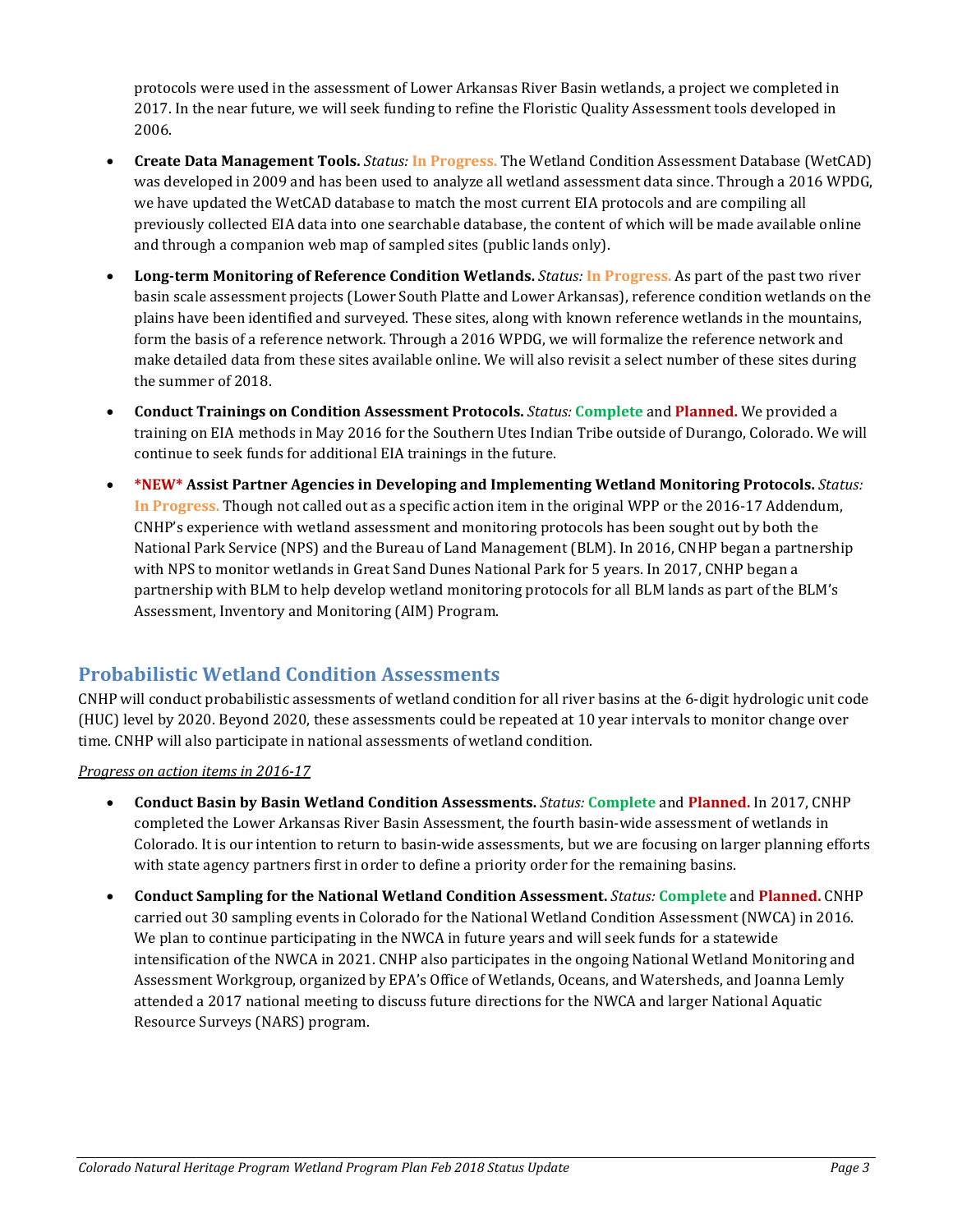protocols were used in the assessment of Lower Arkansas River Basin wetlands, a project we completed in 2017. In the near future, we will seek funding to refine the Floristic Quality Assessment tools developed in 2006.

- **Create Data Management Tools.** *Status:* **In Progress.** The Wetland Condition Assessment Database (WetCAD) was developed in 2009 and has been used to analyze all wetland assessment data since. Through a 2016 WPDG, we have updated the WetCAD database to match the most current EIA protocols and are compiling all previously collected EIA data into one searchable database, the content of which will be made available online and through a companion web map of sampled sites (public lands only).
- **Long-term Monitoring of Reference Condition Wetlands.** *Status:* **In Progress.** As part of the past two river basin scale assessment projects (Lower South Platte and Lower Arkansas), reference condition wetlands on the plains have been identified and surveyed. These sites, along with known reference wetlands in the mountains, form the basis of a reference network. Through a 2016 WPDG, we will formalize the reference network and make detailed data from these sites available online. We will also revisit a select number of these sites during the summer of 2018.
- **Conduct Trainings on Condition Assessment Protocols.** *Status:* **Complete** and **Planned.** We provided a training on EIA methods in May 2016 for the Southern Utes Indian Tribe outside of Durango, Colorado. We will continue to seek funds for additional EIA trainings in the future.
- **\*NEW\* Assist Partner Agencies in Developing and Implementing Wetland Monitoring Protocols.** *Status:* **In Progress.** Though not called out as a specific action item in the original WPP or the 2016-17 Addendum, CNHP's experience with wetland assessment and monitoring protocols has been sought out by both the National Park Service (NPS) and the Bureau of Land Management (BLM). In 2016, CNHP began a partnership with NPS to monitor wetlands in Great Sand Dunes National Park for 5 years. In 2017, CNHP began a partnership with BLM to help develop wetland monitoring protocols for all BLM lands as part of the BLM's Assessment, Inventory and Monitoring (AIM) Program.

## Probabilistic Wetland Condition Assessments

CNHP will conduct probabilistic assessments of wetland condition for all river basins at the 6-digit hydrologic unit code (HUC) level by 2020. Beyond 2020, these assessments could be repeated at 10 year intervals to monitor change over time. CNHP will also participate in national assessments of wetland condition.

*Progress on action items in 2016-17*

- **Conduct Basin by Basin Wetland Condition Assessments.** *Status:* **Complete** and **Planned.** In 2017, CNHP completed the Lower Arkansas River Basin Assessment, the fourth basin-wide assessment of wetlands in Colorado. It is our intention to return to basin-wide assessments, but we are focusing on larger planning efforts with state agency partners first in order to define a priority order for the remaining basins.
- **Conduct Sampling for the National Wetland Condition Assessment.** *Status:* **Complete** and **Planned.** CNHP carried out 30 sampling events in Colorado for the National Wetland Condition Assessment (NWCA) in 2016. We plan to continue participating in the NWCA in future years and will seek funds for a statewide intensification of the NWCA in 2021. CNHP also participates in the ongoing National Wetland Monitoring and Assessment Workgroup, organized by EPA's Office of Wetlands, Oceans, and Watersheds, and Joanna Lemly attended a 2017 national meeting to discuss future directions for the NWCA and larger National Aquatic Resource Surveys (NARS) program.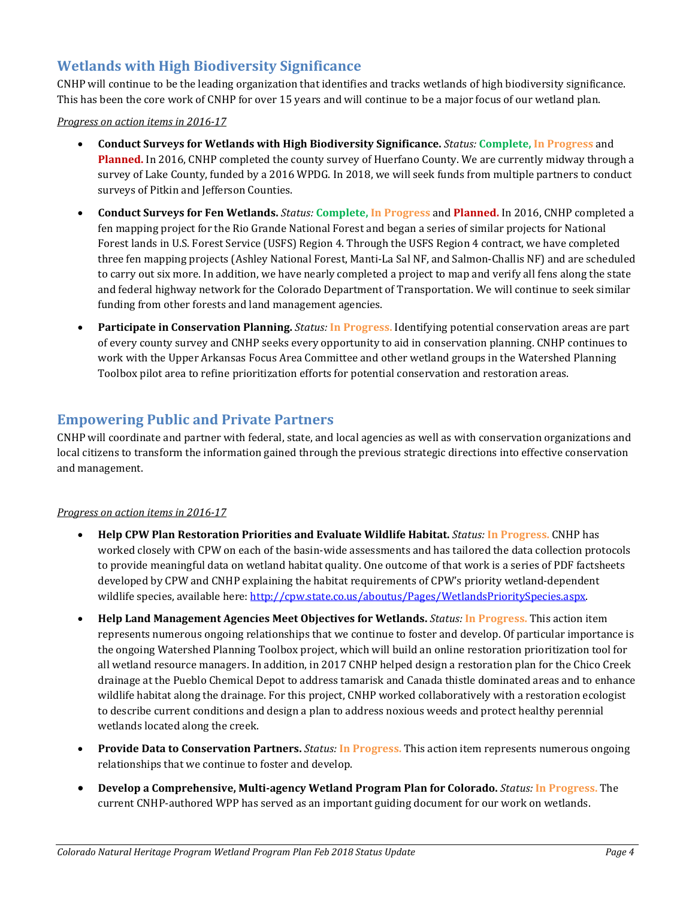## Wetlands with High Biodiversity Significance

CNHP will continue to be the leading organization that identifies and tracks wetlands of high biodiversity significance. This has been the core work of CNHP for over 15 years and will continue to be a major focus of our wetland plan.

*Progress on action items in 2016-17*

- **Conduct Surveys for Wetlands with High Biodiversity Significance.** *Status:* **Complete, In Progress** and **Planned.** In 2016, CNHP completed the county survey of Huerfano County. We are currently midway through a survey of Lake County, funded by a 2016 WPDG. In 2018, we will seek funds from multiple partners to conduct surveys of Pitkin and Jefferson Counties.
- **Conduct Surveys for Fen Wetlands.** *Status:* **Complete, In Progress** and **Planned.** In 2016, CNHP completed a fen mapping project for the Rio Grande National Forest and began a series of similar projects for National Forest lands in U.S. Forest Service (USFS) Region 4. Through the USFS Region 4 contract, we have completed three fen mapping projects (Ashley National Forest, Manti-La Sal NF, and Salmon-Challis NF) and are scheduled to carry out six more. In addition, we have nearly completed a project to map and verify all fens along the state and federal highway network for the Colorado Department of Transportation. We will continue to seek similar funding from other forests and land management agencies.
- **Participate in Conservation Planning.** *Status:* **In Progress.** Identifying potential conservation areas are part of every county survey and CNHP seeks every opportunity to aid in conservation planning. CNHP continues to work with the Upper Arkansas Focus Area Committee and other wetland groups in the Watershed Planning Toolbox pilot area to refine prioritization efforts for potential conservation and restoration areas.

## Empowering Public and Private Partners

CNHP will coordinate and partner with federal, state, and local agencies as well as with conservation organizations and local citizens to transform the information gained through the previous strategic directions into effective conservation and management.

*Progress on action items in 2016-17*

- **Help CPW Plan Restoration Priorities and Evaluate Wildlife Habitat.** *Status:* **In Progress.** CNHP has worked closely with CPW on each of the basin-wide assessments and has tailored the data collection protocols to provide meaningful data on wetland habitat quality. One outcome of that work is a series of PDF factsheets developed by CPW and CNHP explaining the habitat requirements of CPW's priority wetland-dependent wildlife species, available here: http://cpw.state.co.us/aboutus/Pages/WetlandsPrioritySpecies.aspx.
- **Help Land Management Agencies Meet Objectives for Wetlands.** *Status:* **In Progress.** This action item represents numerous ongoing relationships that we continue to foster and develop. Of particular importance is the ongoing Watershed Planning Toolbox project, which will build an online restoration prioritization tool for all wetland resource managers. In addition, in 2017 CNHP helped design a restoration plan for the Chico Creek drainage at the Pueblo Chemical Depot to address tamarisk and Canada thistle dominated areas and to enhance wildlife habitat along the drainage. For this project, CNHP worked collaboratively with a restoration ecologist to describe current conditions and design a plan to address noxious weeds and protect healthy perennial wetlands located along the creek.
- **Provide Data to Conservation Partners.** *Status:* **In Progress.** This action item represents numerous ongoing relationships that we continue to foster and develop.
- **Develop a Comprehensive, Multi-agency Wetland Program Plan for Colorado.** *Status:* **In Progress.** The current CNHP-authored WPP has served as an important guiding document for our work on wetlands.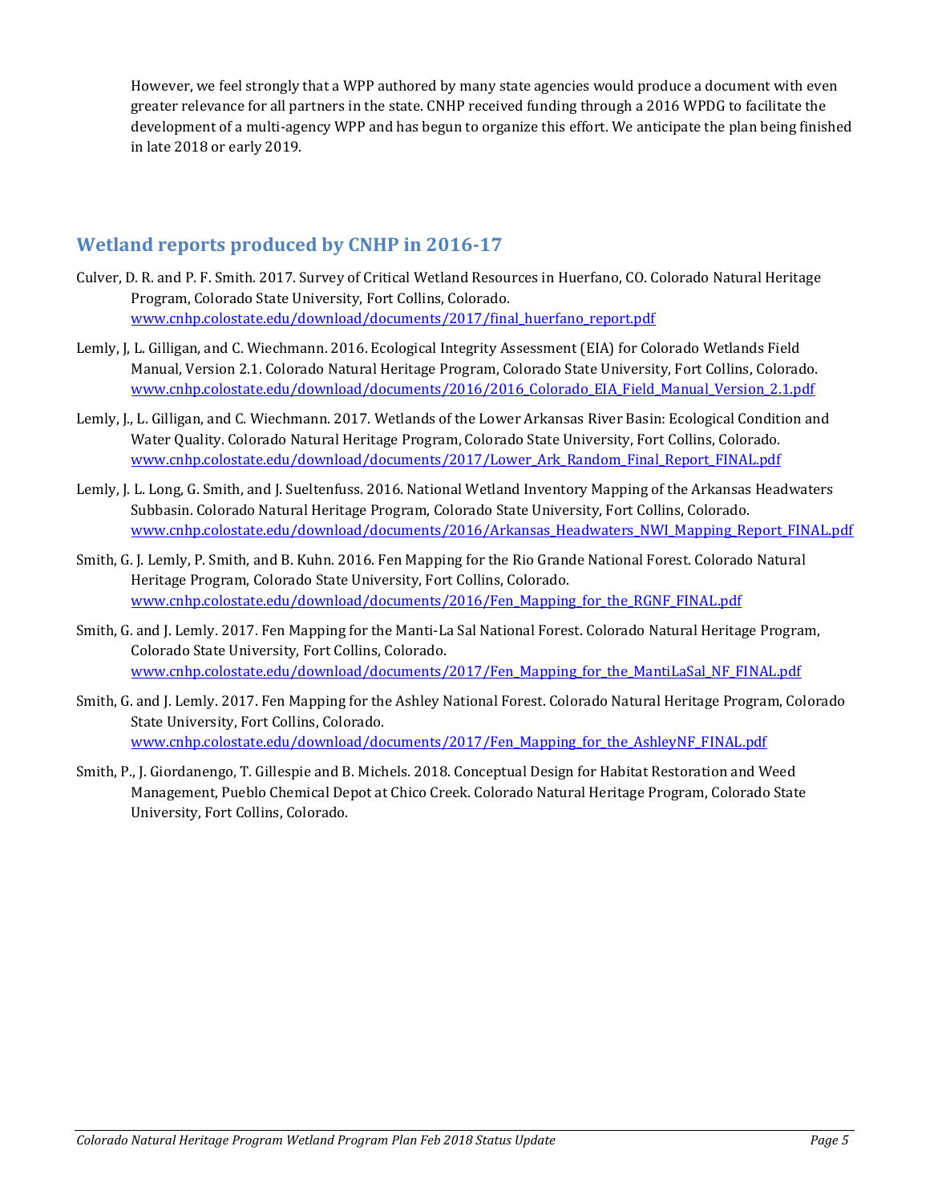However, we feel strongly that a WPP authored by many state agencies would produce a document with even greater relevance for all partners in the state. CNHP received funding through a 2016 WPDG to facilitate the development of a multi-agency WPP and has begun to organize this effort. We anticipate the plan being finished in late 2018 or early 2019.

## Wetland reports produced by CNHP in 2016-17

Culver, D. R. and P. F. Smith. 2017. Survey of Critical Wetland Resources in Huerfano, CO. Colorado Natural Heritage Program, Colorado State University, Fort Collins, Colorado. www.cnhp.colostate.edu/download/documents/2017/final_huerfano_report.pdf

Lemly, J, L. Gilligan, and C. Wiechmann. 2016. Ecological Integrity Assessment (EIA) for Colorado Wetlands Field Manual, Version 2.1. Colorado Natural Heritage Program, Colorado State University, Fort Collins, Colorado. www.cnhp.colostate.edu/download/documents/2016/2016_Colorado_EIA_Field_Manual_Version_2.1.pdf

Lemly, J., L. Gilligan, and C. Wiechmann. 2017. Wetlands of the Lower Arkansas River Basin: Ecological Condition and Water Quality. Colorado Natural Heritage Program, Colorado State University, Fort Collins, Colorado. www.cnhp.colostate.edu/download/documents/2017/Lower_Ark_Random_Final_Report_FINAL.pdf

Lemly, J. L. Long, G. Smith, and J. Sueltenfuss. 2016. National Wetland Inventory Mapping of the Arkansas Headwaters Subbasin. Colorado Natural Heritage Program, Colorado State University, Fort Collins, Colorado. www.cnhp.colostate.edu/download/documents/2016/Arkansas_Headwaters_NWI_Mapping_Report_FINAL.pdf

Smith, G. J. Lemly, P. Smith, and B. Kuhn. 2016. Fen Mapping for the Rio Grande National Forest. Colorado Natural Heritage Program, Colorado State University, Fort Collins, Colorado. www.cnhp.colostate.edu/download/documents/2016/Fen_Mapping_for_the_RGNF_FINAL.pdf

Smith, G. and J. Lemly. 2017. Fen Mapping for the Manti-La Sal National Forest. Colorado Natural Heritage Program, Colorado State University, Fort Collins, Colorado. www.cnhp.colostate.edu/download/documents/2017/Fen_Mapping_for_the_MantiLaSal_NF_FINAL.pdf

Smith, G. and J. Lemly. 2017. Fen Mapping for the Ashley National Forest. Colorado Natural Heritage Program, Colorado State University, Fort Collins, Colorado. www.cnhp.colostate.edu/download/documents/2017/Fen_Mapping_for_the_AshleyNF_FINAL.pdf

Smith, P., J. Giordanengo, T. Gillespie and B. Michels. 2018. Conceptual Design for Habitat Restoration and Weed Management, Pueblo Chemical Depot at Chico Creek. Colorado Natural Heritage Program, Colorado State University, Fort Collins, Colorado.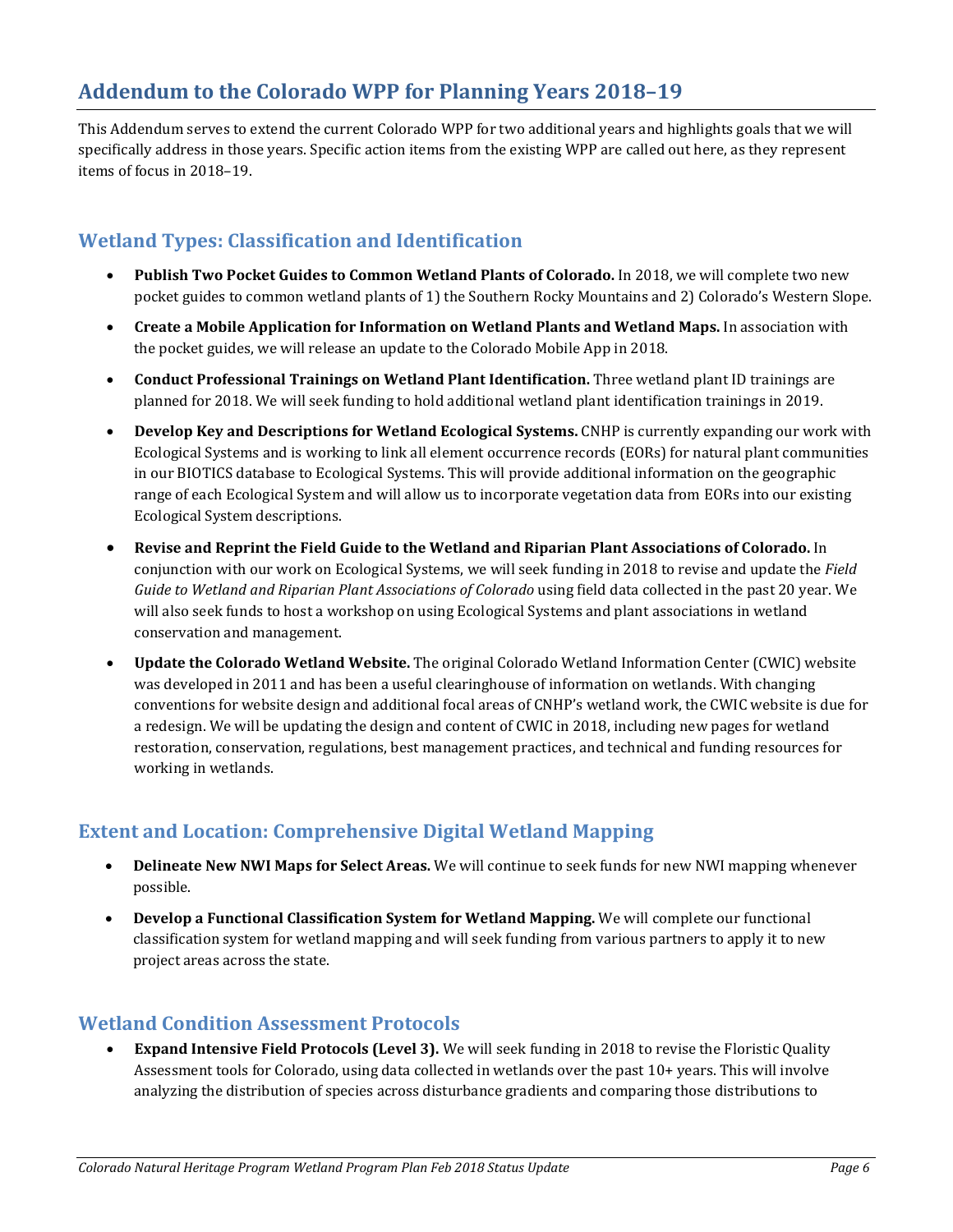## Addendum to the Colorado WPP for Planning Years 2018–19

This Addendum serves to extend the current Colorado WPP for two additional years and highlights goals that we will specifically address in those years. Specific action items from the existing WPP are called out here, as they represent items of focus in 2018–19.

### Wetland Types: Classification and Identification

- **Publish Two Pocket Guides to Common Wetland Plants of Colorado.** In 2018, we will complete two new pocket guides to common wetland plants of 1) the Southern Rocky Mountains and 2) Colorado's Western Slope.
- **Create a Mobile Application for Information on Wetland Plants and Wetland Maps.** In association with the pocket guides, we will release an update to the Colorado Mobile App in 2018.
- **Conduct Professional Trainings on Wetland Plant Identification.** Three wetland plant ID trainings are planned for 2018. We will seek funding to hold additional wetland plant identification trainings in 2019.
- **Develop Key and Descriptions for Wetland Ecological Systems.** CNHP is currently expanding our work with Ecological Systems and is working to link all element occurrence records (EORs) for natural plant communities in our BIOTICS database to Ecological Systems. This will provide additional information on the geographic range of each Ecological System and will allow us to incorporate vegetation data from EORs into our existing Ecological System descriptions.
- **Revise and Reprint the Field Guide to the Wetland and Riparian Plant Associations of Colorado.** In conjunction with our work on Ecological Systems, we will seek funding in 2018 to revise and update the *Field Guide to Wetland and Riparian Plant Associations of Colorado* using field data collected in the past 20 year. We will also seek funds to host a workshop on using Ecological Systems and plant associations in wetland conservation and management.
- **Update the Colorado Wetland Website.** The original Colorado Wetland Information Center (CWIC) website was developed in 2011 and has been a useful clearinghouse of information on wetlands. With changing conventions for website design and additional focal areas of CNHP's wetland work, the CWIC website is due for a redesign. We will be updating the design and content of CWIC in 2018, including new pages for wetland restoration, conservation, regulations, best management practices, and technical and funding resources for working in wetlands.

### Extent and Location: Comprehensive Digital Wetland Mapping

- **Delineate New NWI Maps for Select Areas.** We will continue to seek funds for new NWI mapping whenever possible.
- **Develop a Functional Classification System for Wetland Mapping.** We will complete our functional classification system for wetland mapping and will seek funding from various partners to apply it to new project areas across the state.

### Wetland Condition Assessment Protocols

- **Expand Intensive Field Protocols (Level 3).** We will seek funding in 2018 to revise the Floristic Quality Assessment tools for Colorado, using data collected in wetlands over the past 10+ years. This will involve analyzing the distribution of species across disturbance gradients and comparing those distributions to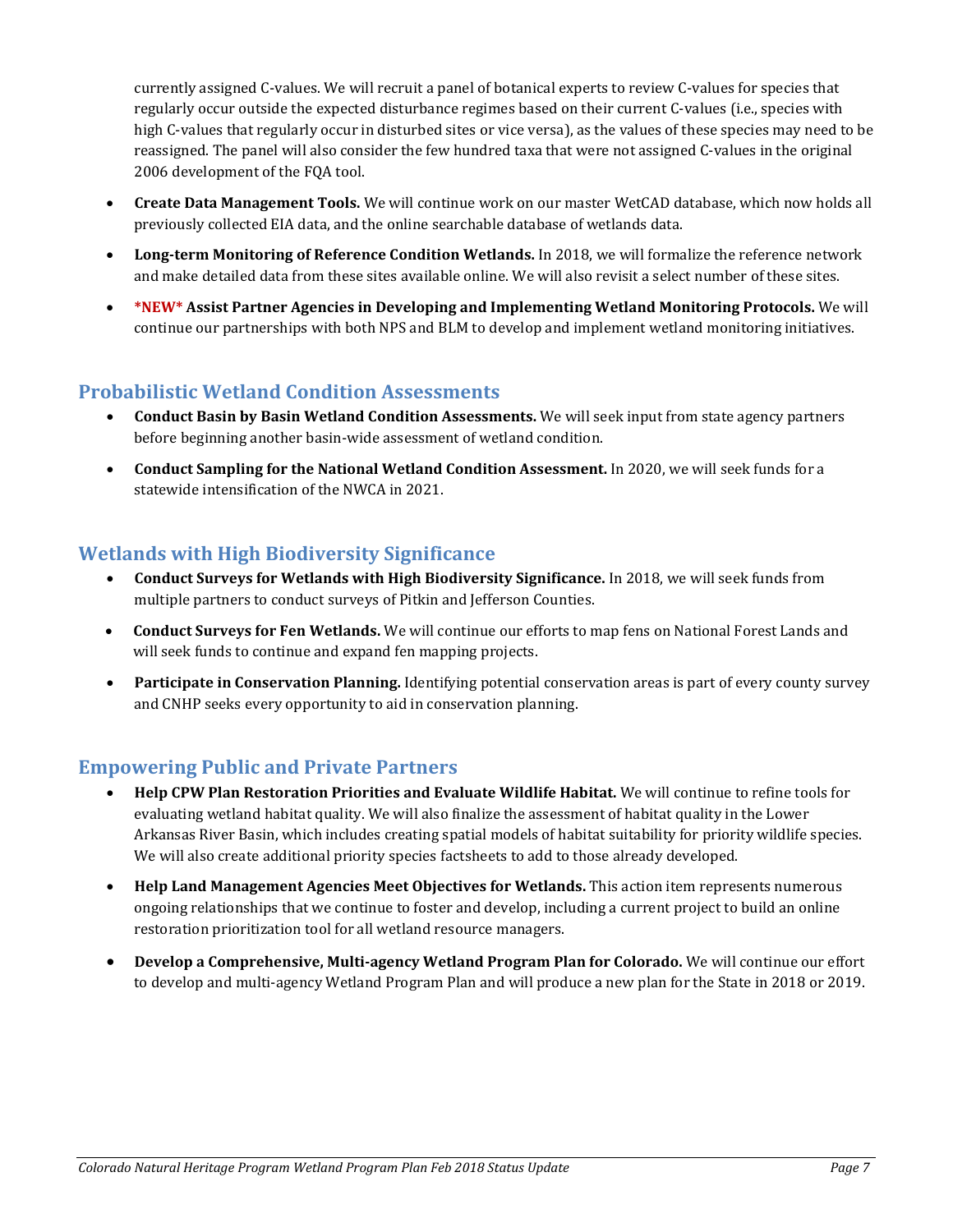currently assigned C-values. We will recruit a panel of botanical experts to review C-values for species that regularly occur outside the expected disturbance regimes based on their current C-values (i.e., species with high C-values that regularly occur in disturbed sites or vice versa), as the values of these species may need to be reassigned. The panel will also consider the few hundred taxa that were not assigned C-values in the original 2006 development of the FQA tool.

- **Create Data Management Tools.** We will continue work on our master WetCAD database, which now holds all previously collected EIA data, and the online searchable database of wetlands data.
- **Long-term Monitoring of Reference Condition Wetlands.** In 2018, we will formalize the reference network and make detailed data from these sites available online. We will also revisit a select number of these sites.
- ***NEW* Assist Partner Agencies in Developing and Implementing Wetland Monitoring Protocols.** We will continue our partnerships with both NPS and BLM to develop and implement wetland monitoring initiatives.

## Probabilistic Wetland Condition Assessments

- **Conduct Basin by Basin Wetland Condition Assessments.** We will seek input from state agency partners before beginning another basin-wide assessment of wetland condition.
- **Conduct Sampling for the National Wetland Condition Assessment.** In 2020, we will seek funds for a statewide intensification of the NWCA in 2021.

## Wetlands with High Biodiversity Significance

- **Conduct Surveys for Wetlands with High Biodiversity Significance.** In 2018, we will seek funds from multiple partners to conduct surveys of Pitkin and Jefferson Counties.
- **Conduct Surveys for Fen Wetlands.** We will continue our efforts to map fens on National Forest Lands and will seek funds to continue and expand fen mapping projects.
- **Participate in Conservation Planning.** Identifying potential conservation areas is part of every county survey and CNHP seeks every opportunity to aid in conservation planning.

## Empowering Public and Private Partners

- **Help CPW Plan Restoration Priorities and Evaluate Wildlife Habitat.** We will continue to refine tools for evaluating wetland habitat quality. We will also finalize the assessment of habitat quality in the Lower Arkansas River Basin, which includes creating spatial models of habitat suitability for priority wildlife species. We will also create additional priority species factsheets to add to those already developed.
- **Help Land Management Agencies Meet Objectives for Wetlands.** This action item represents numerous ongoing relationships that we continue to foster and develop, including a current project to build an online restoration prioritization tool for all wetland resource managers.
- **Develop a Comprehensive, Multi-agency Wetland Program Plan for Colorado.** We will continue our effort to develop and multi-agency Wetland Program Plan and will produce a new plan for the State in 2018 or 2019.